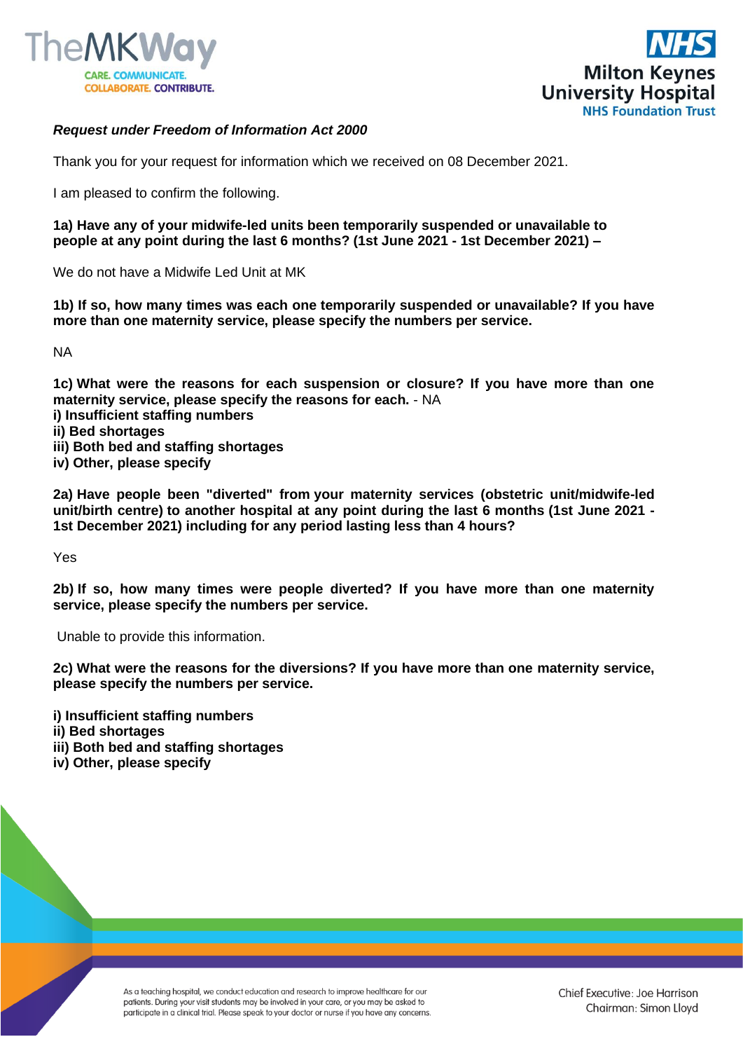***Request under Freedom of Information Act 2000***

Thank you for your request for information which we received on 08 December 2021.

I am pleased to confirm the following.

**1a) Have any of your midwife-led units been temporarily suspended or unavailable to people at any point during the last 6 months? (1st June 2021 - 1st December 2021) –**

We do not have a Midwife Led Unit at MK

**1b) If so, how many times was each one temporarily suspended or unavailable? If you have more than one maternity service, please specify the numbers per service.**

NA

**1c) What were the reasons for each suspension or closure? If you have more than one maternity service, please specify the reasons for each.** - NA

**i) Insufficient staffing numbers**
**ii) Bed shortages**
**iii) Both bed and staffing shortages**
**iv) Other, please specify**

**2a) Have people been "diverted" from your maternity services (obstetric unit/midwife-led unit/birth centre) to another hospital at any point during the last 6 months (1st June 2021 - 1st December 2021) including for any period lasting less than 4 hours?**

Yes

**2b) If so, how many times were people diverted? If you have more than one maternity service, please specify the numbers per service.**

Unable to provide this information.

**2c) What were the reasons for the diversions? If you have more than one maternity service, please specify the numbers per service.**

**i) Insufficient staffing numbers**
**ii) Bed shortages**
**iii) Both bed and staffing shortages**
**iv) Other, please specify**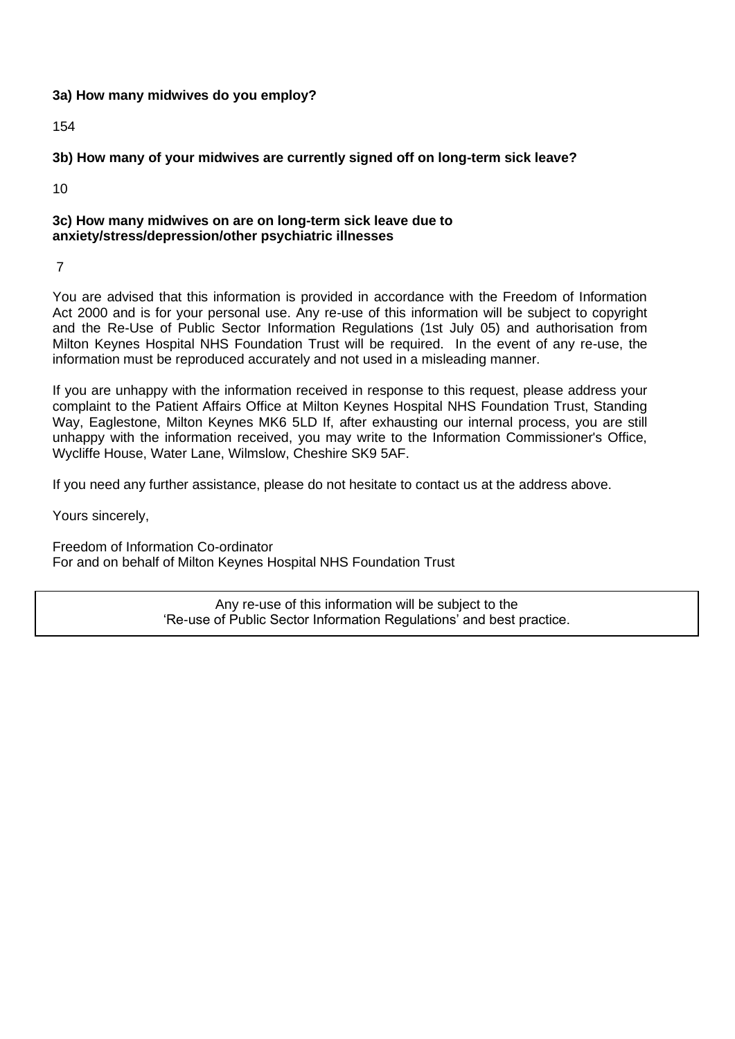**3a) How many midwives do you employ?**

154

**3b) How many of your midwives are currently signed off on long-term sick leave?**

10

**3c) How many midwives on are on long-term sick leave due to anxiety/stress/depression/other psychiatric illnesses**

7

You are advised that this information is provided in accordance with the Freedom of Information Act 2000 and is for your personal use. Any re-use of this information will be subject to copyright and the Re-Use of Public Sector Information Regulations (1st July 05) and authorisation from Milton Keynes Hospital NHS Foundation Trust will be required. In the event of any re-use, the information must be reproduced accurately and not used in a misleading manner.

If you are unhappy with the information received in response to this request, please address your complaint to the Patient Affairs Office at Milton Keynes Hospital NHS Foundation Trust, Standing Way, Eaglestone, Milton Keynes MK6 5LD If, after exhausting our internal process, you are still unhappy with the information received, you may write to the Information Commissioner's Office, Wycliffe House, Water Lane, Wilmslow, Cheshire SK9 5AF.

If you need any further assistance, please do not hesitate to contact us at the address above.

Yours sincerely,

Freedom of Information Co-ordinator
For and on behalf of Milton Keynes Hospital NHS Foundation Trust

Any re-use of this information will be subject to the
'Re-use of Public Sector Information Regulations' and best practice.